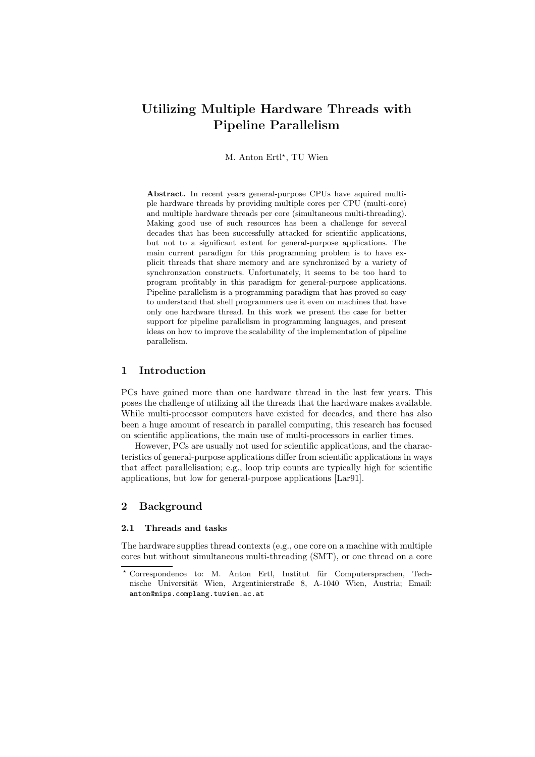# Utilizing Multiple Hardware Threads with Pipeline Parallelism

M. Anton Ertl*, TU Wien

**Abstract.** In recent years general-purpose CPUs have aquired multiple hardware threads by providing multiple cores per CPU (multi-core) and multiple hardware threads per core (simultaneous multi-threading). Making good use of such resources has been a challenge for several decades that has been successfully attacked for scientific applications, but not to a significant extent for general-purpose applications. The main current paradigm for this programming problem is to have explicit threads that share memory and are synchronized by a variety of synchronzation constructs. Unfortunately, it seems to be too hard to program profitably in this paradigm for general-purpose applications. Pipeline parallelism is a programming paradigm that has proved so easy to understand that shell programmers use it even on machines that have only one hardware thread. In this work we present the case for better support for pipeline parallelism in programming languages, and present ideas on how to improve the scalability of the implementation of pipeline parallelism.

## 1 Introduction

PCs have gained more than one hardware thread in the last few years. This poses the challenge of utilizing all the threads that the hardware makes available. While multi-processor computers have existed for decades, and there has also been a huge amount of research in parallel computing, this research has focused on scientific applications, the main use of multi-processors in earlier times.

However, PCs are usually not used for scientific applications, and the characteristics of general-purpose applications differ from scientific applications in ways that affect parallelisation; e.g., loop trip counts are typically high for scientific applications, but low for general-purpose applications [Lar91].

## 2 Background

### 2.1 Threads and tasks

The hardware supplies thread contexts (e.g., one core on a machine with multiple cores but without simultaneous multi-threading (SMT), or one thread on a core

---

* Correspondence to: M. Anton Ertl, Institut für Computersprachen, Technische Universität Wien, Argentinierstraße 8, A-1040 Wien, Austria; Email: `anton@mips.complang.tuwien.ac.at`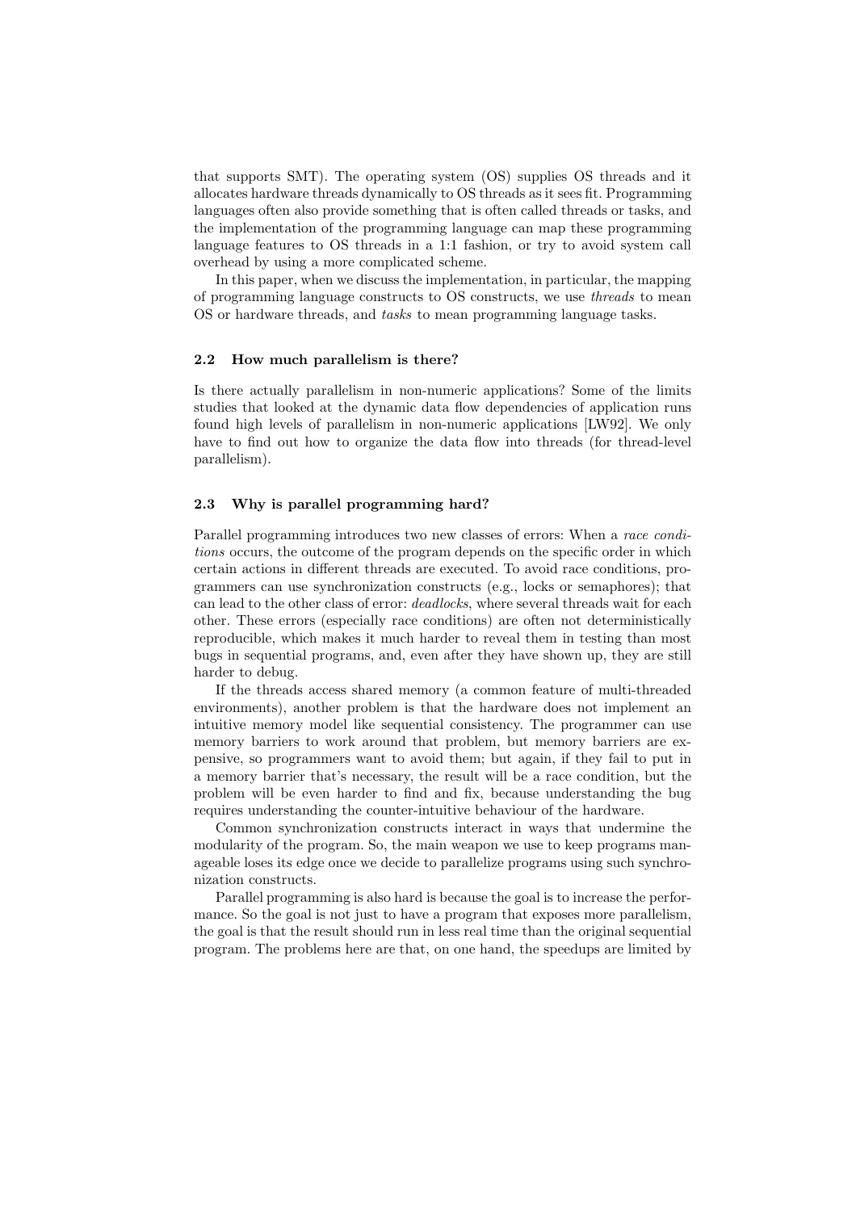that supports SMT). The operating system (OS) supplies OS threads and it allocates hardware threads dynamically to OS threads as it sees fit. Programming languages often also provide something that is often called threads or tasks, and the implementation of the programming language can map these programming language features to OS threads in a 1:1 fashion, or try to avoid system call overhead by using a more complicated scheme.

In this paper, when we discuss the implementation, in particular, the mapping of programming language constructs to OS constructs, we use *threads* to mean OS or hardware threads, and *tasks* to mean programming language tasks.

### 2.2 How much parallelism is there?

Is there actually parallelism in non-numeric applications? Some of the limits studies that looked at the dynamic data flow dependencies of application runs found high levels of parallelism in non-numeric applications [LW92]. We only have to find out how to organize the data flow into threads (for thread-level parallelism).

### 2.3 Why is parallel programming hard?

Parallel programming introduces two new classes of errors: When a *race conditions* occurs, the outcome of the program depends on the specific order in which certain actions in different threads are executed. To avoid race conditions, programmers can use synchronization constructs (e.g., locks or semaphores); that can lead to the other class of error: *deadlocks*, where several threads wait for each other. These errors (especially race conditions) are often not deterministically reproducible, which makes it much harder to reveal them in testing than most bugs in sequential programs, and, even after they have shown up, they are still harder to debug.

If the threads access shared memory (a common feature of multi-threaded environments), another problem is that the hardware does not implement an intuitive memory model like sequential consistency. The programmer can use memory barriers to work around that problem, but memory barriers are expensive, so programmers want to avoid them; but again, if they fail to put in a memory barrier that's necessary, the result will be a race condition, but the problem will be even harder to find and fix, because understanding the bug requires understanding the counter-intuitive behaviour of the hardware.

Common synchronization constructs interact in ways that undermine the modularity of the program. So, the main weapon we use to keep programs manageable loses its edge once we decide to parallelize programs using such synchronization constructs.

Parallel programming is also hard is because the goal is to increase the performance. So the goal is not just to have a program that exposes more parallelism, the goal is that the result should run in less real time than the original sequential program. The problems here are that, on one hand, the speedups are limited by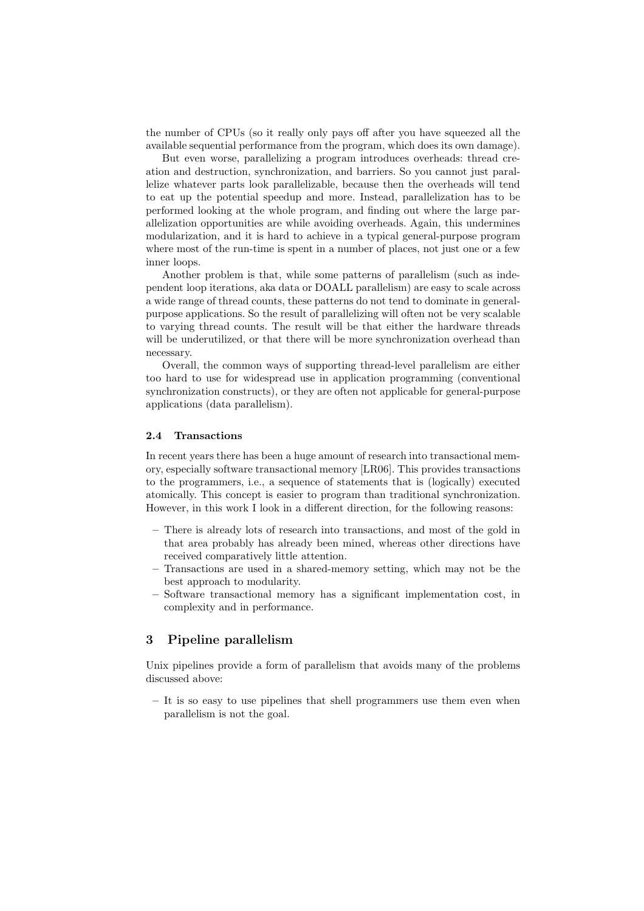the number of CPUs (so it really only pays off after you have squeezed all the available sequential performance from the program, which does its own damage).

But even worse, parallelizing a program introduces overheads: thread creation and destruction, synchronization, and barriers. So you cannot just parallelize whatever parts look parallelizable, because then the overheads will tend to eat up the potential speedup and more. Instead, parallelization has to be performed looking at the whole program, and finding out where the large parallelization opportunities are while avoiding overheads. Again, this undermines modularization, and it is hard to achieve in a typical general-purpose program where most of the run-time is spent in a number of places, not just one or a few inner loops.

Another problem is that, while some patterns of parallelism (such as independent loop iterations, aka data or DOALL parallelism) are easy to scale across a wide range of thread counts, these patterns do not tend to dominate in general-purpose applications. So the result of parallelizing will often not be very scalable to varying thread counts. The result will be that either the hardware threads will be underutilized, or that there will be more synchronization overhead than necessary.

Overall, the common ways of supporting thread-level parallelism are either too hard to use for widespread use in application programming (conventional synchronization constructs), or they are often not applicable for general-purpose applications (data parallelism).

### 2.4 Transactions

In recent years there has been a huge amount of research into transactional memory, especially software transactional memory [LR06]. This provides transactions to the programmers, i.e., a sequence of statements that is (logically) executed atomically. This concept is easier to program than traditional synchronization. However, in this work I look in a different direction, for the following reasons:

- There is already lots of research into transactions, and most of the gold in that area probably has already been mined, whereas other directions have received comparatively little attention.
- Transactions are used in a shared-memory setting, which may not be the best approach to modularity.
- Software transactional memory has a significant implementation cost, in complexity and in performance.

## 3 Pipeline parallelism

Unix pipelines provide a form of parallelism that avoids many of the problems discussed above:

- It is so easy to use pipelines that shell programmers use them even when parallelism is not the goal.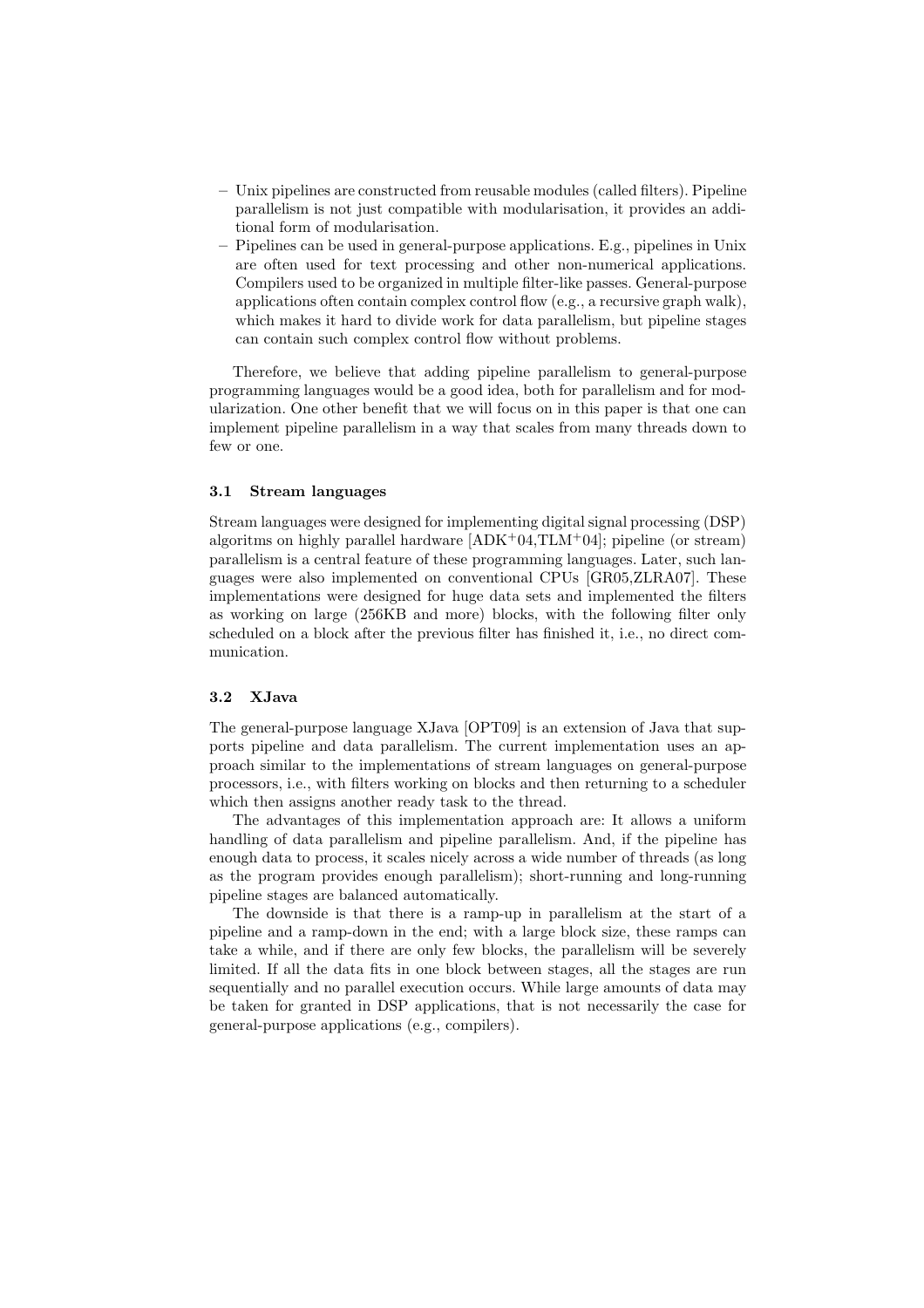- Unix pipelines are constructed from reusable modules (called filters). Pipeline parallelism is not just compatible with modularisation, it provides an additional form of modularisation.
- Pipelines can be used in general-purpose applications. E.g., pipelines in Unix are often used for text processing and other non-numerical applications. Compilers used to be organized in multiple filter-like passes. General-purpose applications often contain complex control flow (e.g., a recursive graph walk), which makes it hard to divide work for data parallelism, but pipeline stages can contain such complex control flow without problems.

Therefore, we believe that adding pipeline parallelism to general-purpose programming languages would be a good idea, both for parallelism and for modularization. One other benefit that we will focus on in this paper is that one can implement pipeline parallelism in a way that scales from many threads down to few or one.

### 3.1 Stream languages

Stream languages were designed for implementing digital signal processing (DSP) algoritms on highly parallel hardware [ADK+04,TLM+04]; pipeline (or stream) parallelism is a central feature of these programming languages. Later, such languages were also implemented on conventional CPUs [GR05,ZLRA07]. These implementations were designed for huge data sets and implemented the filters as working on large (256KB and more) blocks, with the following filter only scheduled on a block after the previous filter has finished it, i.e., no direct communication.

### 3.2 XJava

The general-purpose language XJava [OPT09] is an extension of Java that supports pipeline and data parallelism. The current implementation uses an approach similar to the implementations of stream languages on general-purpose processors, i.e., with filters working on blocks and then returning to a scheduler which then assigns another ready task to the thread.

The advantages of this implementation approach are: It allows a uniform handling of data parallelism and pipeline parallelism. And, if the pipeline has enough data to process, it scales nicely across a wide number of threads (as long as the program provides enough parallelism); short-running and long-running pipeline stages are balanced automatically.

The downside is that there is a ramp-up in parallelism at the start of a pipeline and a ramp-down in the end; with a large block size, these ramps can take a while, and if there are only few blocks, the parallelism will be severely limited. If all the data fits in one block between stages, all the stages are run sequentially and no parallel execution occurs. While large amounts of data may be taken for granted in DSP applications, that is not necessarily the case for general-purpose applications (e.g., compilers).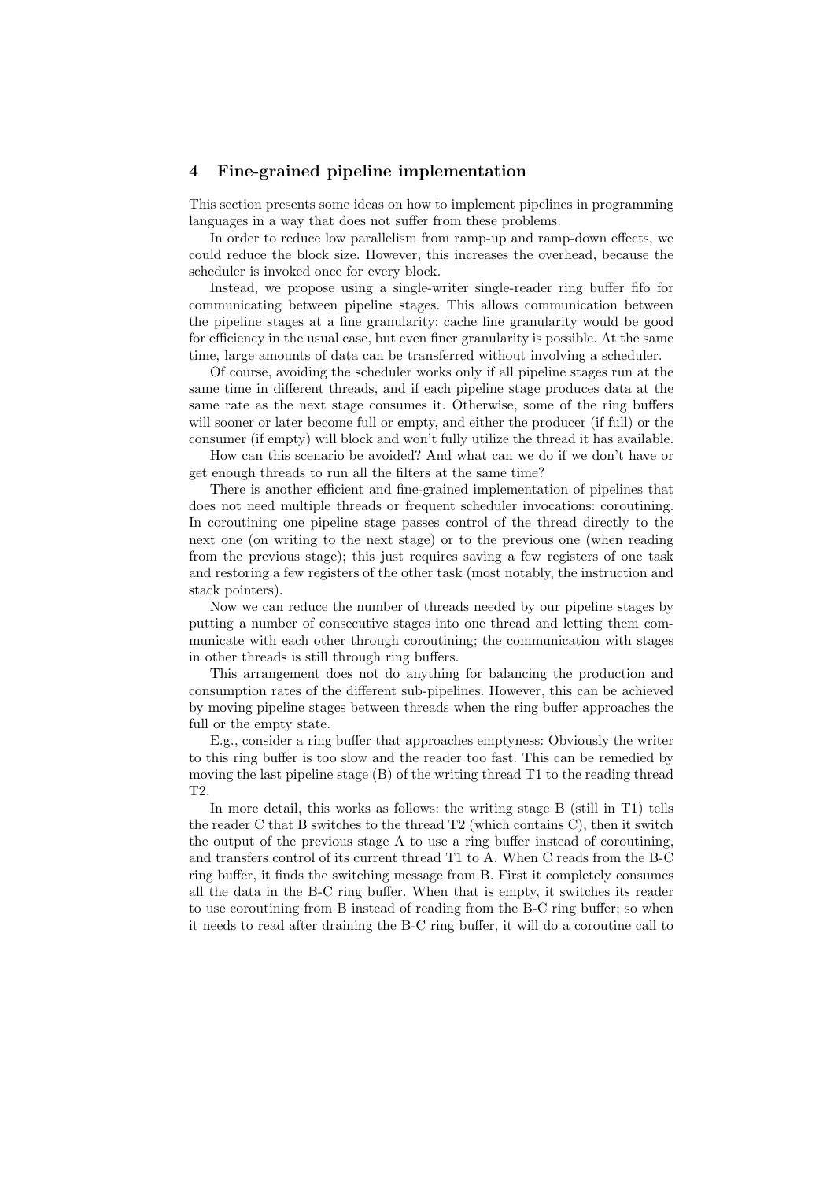## 4 Fine-grained pipeline implementation

This section presents some ideas on how to implement pipelines in programming languages in a way that does not suffer from these problems.

In order to reduce low parallelism from ramp-up and ramp-down effects, we could reduce the block size. However, this increases the overhead, because the scheduler is invoked once for every block.

Instead, we propose using a single-writer single-reader ring buffer fifo for communicating between pipeline stages. This allows communication between the pipeline stages at a fine granularity: cache line granularity would be good for efficiency in the usual case, but even finer granularity is possible. At the same time, large amounts of data can be transferred without involving a scheduler.

Of course, avoiding the scheduler works only if all pipeline stages run at the same time in different threads, and if each pipeline stage produces data at the same rate as the next stage consumes it. Otherwise, some of the ring buffers will sooner or later become full or empty, and either the producer (if full) or the consumer (if empty) will block and won't fully utilize the thread it has available.

How can this scenario be avoided? And what can we do if we don't have or get enough threads to run all the filters at the same time?

There is another efficient and fine-grained implementation of pipelines that does not need multiple threads or frequent scheduler invocations: coroutining. In coroutining one pipeline stage passes control of the thread directly to the next one (on writing to the next stage) or to the previous one (when reading from the previous stage); this just requires saving a few registers of one task and restoring a few registers of the other task (most notably, the instruction and stack pointers).

Now we can reduce the number of threads needed by our pipeline stages by putting a number of consecutive stages into one thread and letting them communicate with each other through coroutining; the communication with stages in other threads is still through ring buffers.

This arrangement does not do anything for balancing the production and consumption rates of the different sub-pipelines. However, this can be achieved by moving pipeline stages between threads when the ring buffer approaches the full or the empty state.

E.g., consider a ring buffer that approaches emptyness: Obviously the writer to this ring buffer is too slow and the reader too fast. This can be remedied by moving the last pipeline stage (B) of the writing thread T1 to the reading thread T2.

In more detail, this works as follows: the writing stage B (still in T1) tells the reader C that B switches to the thread T2 (which contains C), then it switch the output of the previous stage A to use a ring buffer instead of coroutining, and transfers control of its current thread T1 to A. When C reads from the B-C ring buffer, it finds the switching message from B. First it completely consumes all the data in the B-C ring buffer. When that is empty, it switches its reader to use coroutining from B instead of reading from the B-C ring buffer; so when it needs to read after draining the B-C ring buffer, it will do a coroutine call to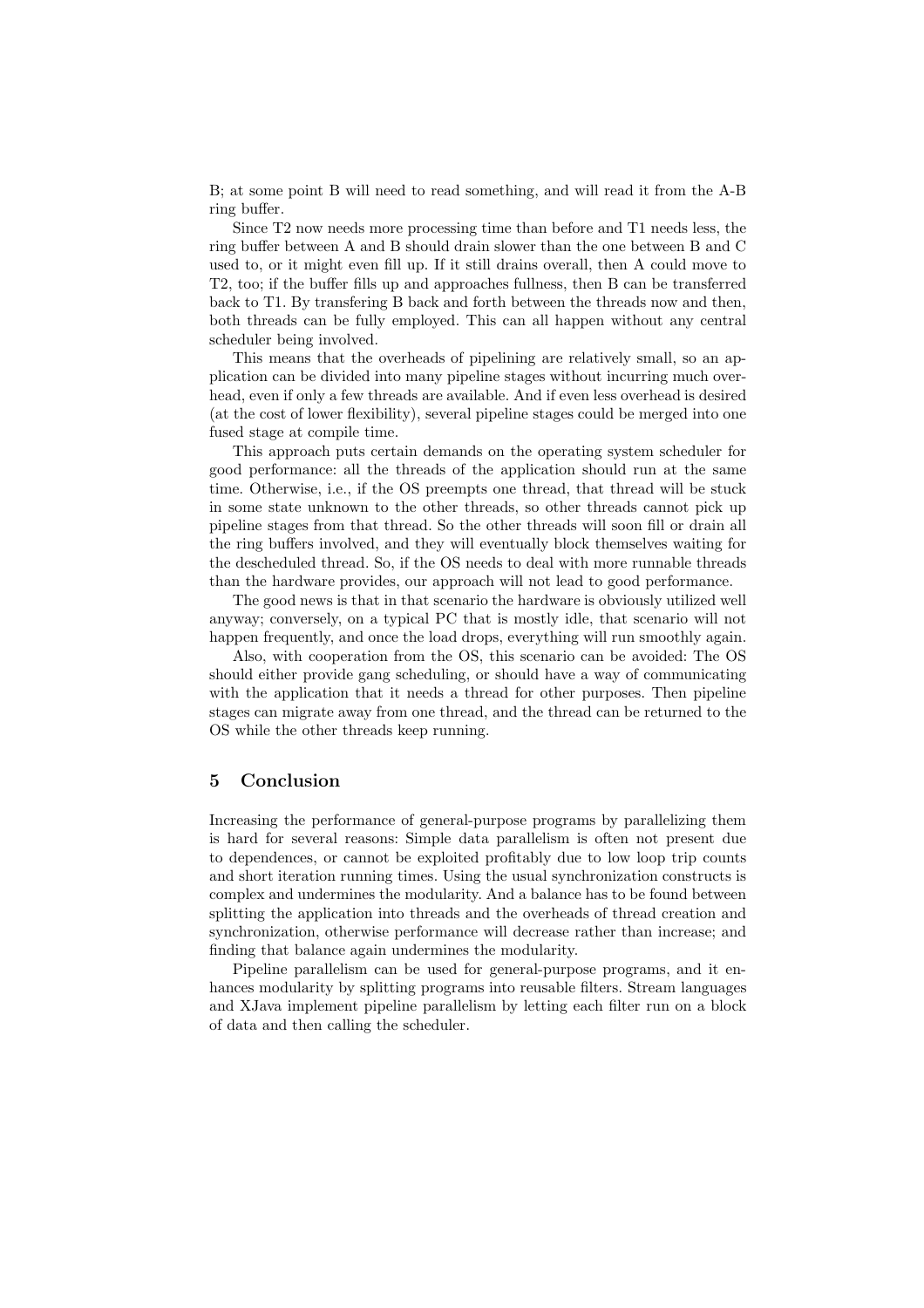B; at some point B will need to read something, and will read it from the A-B ring buffer.

Since T2 now needs more processing time than before and T1 needs less, the ring buffer between A and B should drain slower than the one between B and C used to, or it might even fill up. If it still drains overall, then A could move to T2, too; if the buffer fills up and approaches fullness, then B can be transferred back to T1. By transfering B back and forth between the threads now and then, both threads can be fully employed. This can all happen without any central scheduler being involved.

This means that the overheads of pipelining are relatively small, so an application can be divided into many pipeline stages without incurring much overhead, even if only a few threads are available. And if even less overhead is desired (at the cost of lower flexibility), several pipeline stages could be merged into one fused stage at compile time.

This approach puts certain demands on the operating system scheduler for good performance: all the threads of the application should run at the same time. Otherwise, i.e., if the OS preempts one thread, that thread will be stuck in some state unknown to the other threads, so other threads cannot pick up pipeline stages from that thread. So the other threads will soon fill or drain all the ring buffers involved, and they will eventually block themselves waiting for the descheduled thread. So, if the OS needs to deal with more runnable threads than the hardware provides, our approach will not lead to good performance.

The good news is that in that scenario the hardware is obviously utilized well anyway; conversely, on a typical PC that is mostly idle, that scenario will not happen frequently, and once the load drops, everything will run smoothly again.

Also, with cooperation from the OS, this scenario can be avoided: The OS should either provide gang scheduling, or should have a way of communicating with the application that it needs a thread for other purposes. Then pipeline stages can migrate away from one thread, and the thread can be returned to the OS while the other threads keep running.

## 5 Conclusion

Increasing the performance of general-purpose programs by parallelizing them is hard for several reasons: Simple data parallelism is often not present due to dependences, or cannot be exploited profitably due to low loop trip counts and short iteration running times. Using the usual synchronization constructs is complex and undermines the modularity. And a balance has to be found between splitting the application into threads and the overheads of thread creation and synchronization, otherwise performance will decrease rather than increase; and finding that balance again undermines the modularity.

Pipeline parallelism can be used for general-purpose programs, and it enhances modularity by splitting programs into reusable filters. Stream languages and XJava implement pipeline parallelism by letting each filter run on a block of data and then calling the scheduler.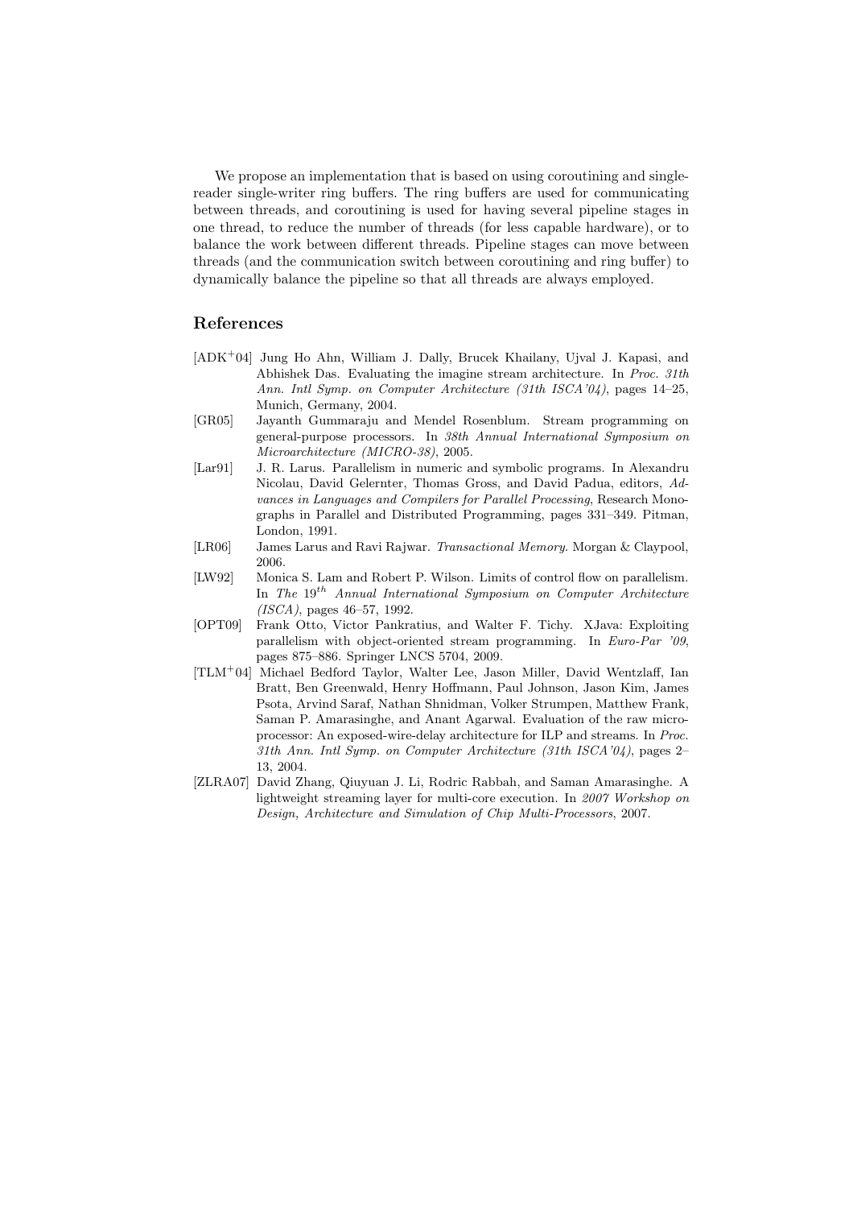We propose an implementation that is based on using coroutining and single-reader single-writer ring buffers. The ring buffers are used for communicating between threads, and coroutining is used for having several pipeline stages in one thread, to reduce the number of threads (for less capable hardware), or to balance the work between different threads. Pipeline stages can move between threads (and the communication switch between coroutining and ring buffer) to dynamically balance the pipeline so that all threads are always employed.

## References

[ADK+04] Jung Ho Ahn, William J. Dally, Brucek Khailany, Ujval J. Kapasi, and Abhishek Das. Evaluating the imagine stream architecture. In *Proc. 31th Ann. Intl Symp. on Computer Architecture (31th ISCA'04)*, pages 14–25, Munich, Germany, 2004.

[GR05] Jayanth Gummaraju and Mendel Rosenblum. Stream programming on general-purpose processors. In *38th Annual International Symposium on Microarchitecture (MICRO-38)*, 2005.

[Lar91] J. R. Larus. Parallelism in numeric and symbolic programs. In Alexandru Nicolau, David Gelernter, Thomas Gross, and David Padua, editors, *Advances in Languages and Compilers for Parallel Processing*, Research Monographs in Parallel and Distributed Programming, pages 331–349. Pitman, London, 1991.

[LR06] James Larus and Ravi Rajwar. *Transactional Memory*. Morgan & Claypool, 2006.

[LW92] Monica S. Lam and Robert P. Wilson. Limits of control flow on parallelism. In *The* $19^{th}$ *Annual International Symposium on Computer Architecture (ISCA)*, pages 46–57, 1992.

[OPT09] Frank Otto, Victor Pankratius, and Walter F. Tichy. XJava: Exploiting parallelism with object-oriented stream programming. In *Euro-Par '09*, pages 875–886. Springer LNCS 5704, 2009.

[TLM+04] Michael Bedford Taylor, Walter Lee, Jason Miller, David Wentzlaff, Ian Bratt, Ben Greenwald, Henry Hoffmann, Paul Johnson, Jason Kim, James Psota, Arvind Saraf, Nathan Shnidman, Volker Strumpen, Matthew Frank, Saman P. Amarasinghe, and Anant Agarwal. Evaluation of the raw microprocessor: An exposed-wire-delay architecture for ILP and streams. In *Proc. 31th Ann. Intl Symp. on Computer Architecture (31th ISCA'04)*, pages 2–13, 2004.

[ZLRA07] David Zhang, Qiuyuan J. Li, Rodric Rabbah, and Saman Amarasinghe. A lightweight streaming layer for multi-core execution. In *2007 Workshop on Design, Architecture and Simulation of Chip Multi-Processors*, 2007.